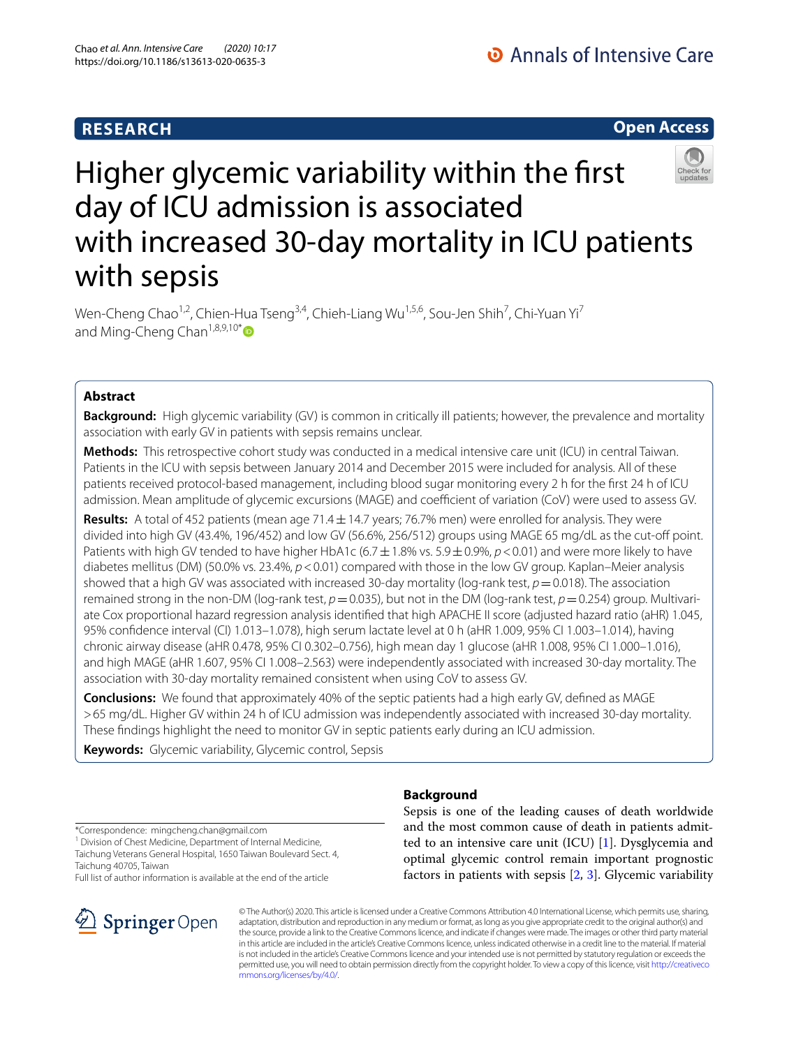# Higher glycemic variability within the first day of ICU admission is associated with increased 30-day mortality in ICU patients with sepsis

Wen-Cheng Chao[1,2], Chien-Hua Tseng[3,4], Chieh-Liang Wu[1,5,6], Sou-Jen Shih[7], Chi-Yuan Yi[7] and Ming-Cheng Chan[1,8,9,10*]

## Abstract

**Background:** High glycemic variability (GV) is common in critically ill patients; however, the prevalence and mortality association with early GV in patients with sepsis remains unclear.

**Methods:** This retrospective cohort study was conducted in a medical intensive care unit (ICU) in central Taiwan. Patients in the ICU with sepsis between January 2014 and December 2015 were included for analysis. All of these patients received protocol-based management, including blood sugar monitoring every 2 h for the first 24 h of ICU admission. Mean amplitude of glycemic excursions (MAGE) and coefficient of variation (CoV) were used to assess GV.

**Results:** A total of 452 patients (mean age 71.4 ± 14.7 years; 76.7% men) were enrolled for analysis. They were divided into high GV (43.4%, 196/452) and low GV (56.6%, 256/512) groups using MAGE 65 mg/dL as the cut-off point. Patients with high GV tended to have higher HbA1c (6.7 ± 1.8% vs. 5.9 ± 0.9%, $p < 0.01$) and were more likely to have diabetes mellitus (DM) (50.0% vs. 23.4%, $p < 0.01$) compared with those in the low GV group. Kaplan–Meier analysis showed that a high GV was associated with increased 30-day mortality (log-rank test, $p = 0.018$). The association remained strong in the non-DM (log-rank test, $p = 0.035$), but not in the DM (log-rank test, $p = 0.254$) group. Multivariate Cox proportional hazard regression analysis identified that high APACHE II score (adjusted hazard ratio (aHR) 1.045, 95% confidence interval (CI) 1.013–1.078), high serum lactate level at 0 h (aHR 1.009, 95% CI 1.003–1.014), having chronic airway disease (aHR 0.478, 95% CI 0.302–0.756), high mean day 1 glucose (aHR 1.008, 95% CI 1.000–1.016), and high MAGE (aHR 1.607, 95% CI 1.008–2.563) were independently associated with increased 30-day mortality. The association with 30-day mortality remained consistent when using CoV to assess GV.

**Conclusions:** We found that approximately 40% of the septic patients had a high early GV, defined as MAGE >65 mg/dL. Higher GV within 24 h of ICU admission was independently associated with increased 30-day mortality. These findings highlight the need to monitor GV in septic patients early during an ICU admission.

**Keywords:** Glycemic variability, Glycemic control, Sepsis

*Correspondence: mingcheng.chan@gmail.com
[1] Division of Chest Medicine, Department of Internal Medicine, Taichung Veterans General Hospital, 1650 Taiwan Boulevard Sect. 4, Taichung 40705, Taiwan
Full list of author information is available at the end of the article

## Background

Sepsis is one of the leading causes of death worldwide and the most common cause of death in patients admitted to an intensive care unit (ICU) [1]. Dysglycemia and optimal glycemic control remain important prognostic factors in patients with sepsis [2, 3]. Glycemic variability

© The Author(s) 2020. This article is licensed under a Creative Commons Attribution 4.0 International License, which permits use, sharing, adaptation, distribution and reproduction in any medium or format, as long as you give appropriate credit to the original author(s) and the source, provide a link to the Creative Commons licence, and indicate if changes were made. The images or other third party material in this article are included in the article's Creative Commons licence, unless indicated otherwise in a credit line to the material. If material is not included in the article's Creative Commons licence and your intended use is not permitted by statutory regulation or exceeds the permitted use, you will need to obtain permission directly from the copyright holder. To view a copy of this licence, visit http://creativecommons.org/licenses/by/4.0/.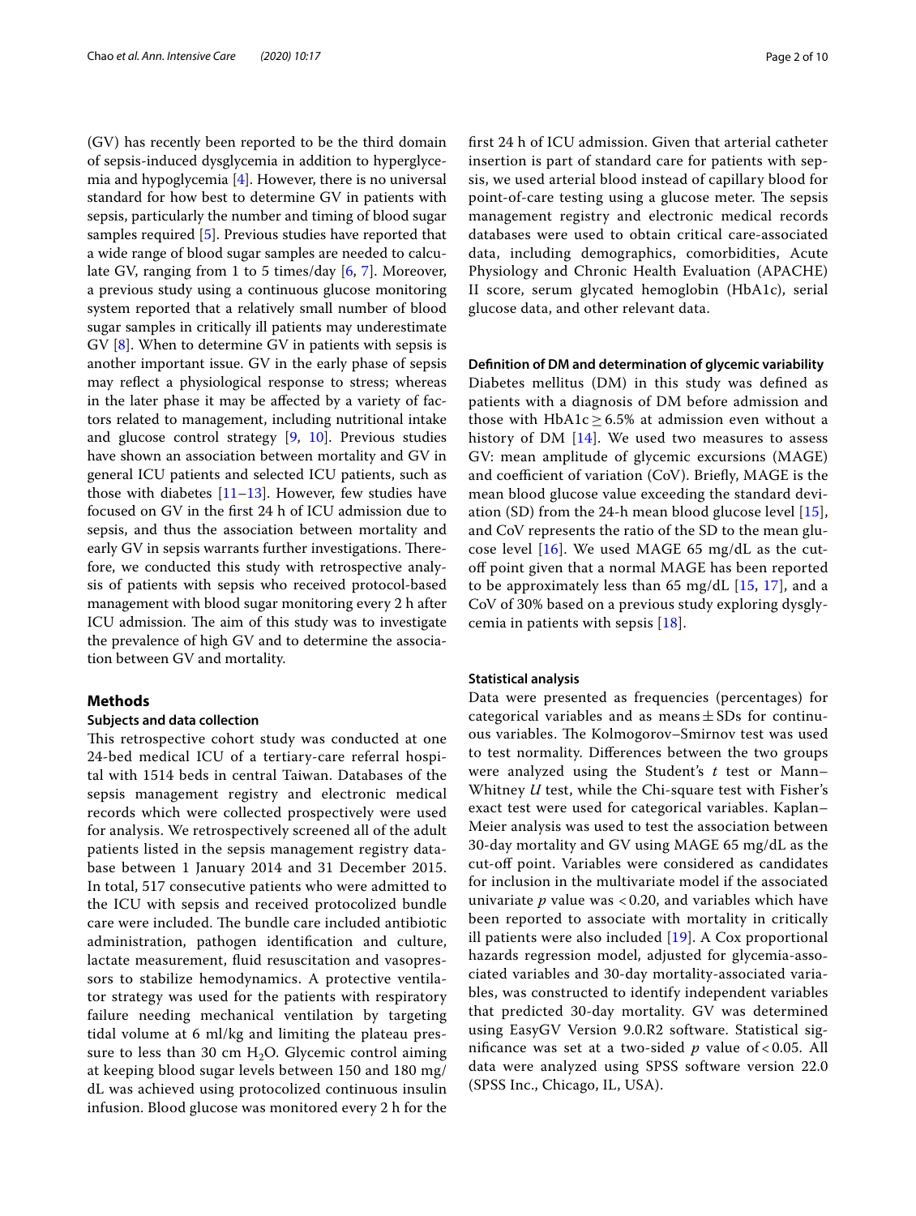(GV) has recently been reported to be the third domain of sepsis-induced dysglycemia in addition to hyperglycemia and hypoglycemia [4]. However, there is no universal standard for how best to determine GV in patients with sepsis, particularly the number and timing of blood sugar samples required [5]. Previous studies have reported that a wide range of blood sugar samples are needed to calculate GV, ranging from 1 to 5 times/day [6, 7]. Moreover, a previous study using a continuous glucose monitoring system reported that a relatively small number of blood sugar samples in critically ill patients may underestimate GV [8]. When to determine GV in patients with sepsis is another important issue. GV in the early phase of sepsis may reflect a physiological response to stress; whereas in the later phase it may be affected by a variety of factors related to management, including nutritional intake and glucose control strategy [9, 10]. Previous studies have shown an association between mortality and GV in general ICU patients and selected ICU patients, such as those with diabetes [11–13]. However, few studies have focused on GV in the first 24 h of ICU admission due to sepsis, and thus the association between mortality and early GV in sepsis warrants further investigations. Therefore, we conducted this study with retrospective analysis of patients with sepsis who received protocol-based management with blood sugar monitoring every 2 h after ICU admission. The aim of this study was to investigate the prevalence of high GV and to determine the association between GV and mortality.

## Methods

### Subjects and data collection

This retrospective cohort study was conducted at one 24-bed medical ICU of a tertiary-care referral hospital with 1514 beds in central Taiwan. Databases of the sepsis management registry and electronic medical records which were collected prospectively were used for analysis. We retrospectively screened all of the adult patients listed in the sepsis management registry database between 1 January 2014 and 31 December 2015. In total, 517 consecutive patients who were admitted to the ICU with sepsis and received protocolized bundle care were included. The bundle care included antibiotic administration, pathogen identification and culture, lactate measurement, fluid resuscitation and vasopressors to stabilize hemodynamics. A protective ventilator strategy was used for the patients with respiratory failure needing mechanical ventilation by targeting tidal volume at 6 ml/kg and limiting the plateau pressure to less than 30 cm $H_2O$. Glycemic control aiming at keeping blood sugar levels between 150 and 180 mg/dL was achieved using protocolized continuous insulin infusion. Blood glucose was monitored every 2 h for the first 24 h of ICU admission. Given that arterial catheter insertion is part of standard care for patients with sepsis, we used arterial blood instead of capillary blood for point-of-care testing using a glucose meter. The sepsis management registry and electronic medical records databases were used to obtain critical care-associated data, including demographics, comorbidities, Acute Physiology and Chronic Health Evaluation (APACHE) II score, serum glycated hemoglobin (HbA1c), serial glucose data, and other relevant data.

### Definition of DM and determination of glycemic variability

Diabetes mellitus (DM) in this study was defined as patients with a diagnosis of DM before admission and those with HbA1c $\geq$ 6.5% at admission even without a history of DM [14]. We used two measures to assess GV: mean amplitude of glycemic excursions (MAGE) and coefficient of variation (CoV). Briefly, MAGE is the mean blood glucose value exceeding the standard deviation (SD) from the 24-h mean blood glucose level [15], and CoV represents the ratio of the SD to the mean glucose level [16]. We used MAGE 65 mg/dL as the cut-off point given that a normal MAGE has been reported to be approximately less than 65 mg/dL [15, 17], and a CoV of 30% based on a previous study exploring dysglycemia in patients with sepsis [18].

### Statistical analysis

Data were presented as frequencies (percentages) for categorical variables and as means ± SDs for continuous variables. The Kolmogorov–Smirnov test was used to test normality. Differences between the two groups were analyzed using the Student's *t* test or Mann–Whitney *U* test, while the Chi-square test with Fisher's exact test were used for categorical variables. Kaplan–Meier analysis was used to test the association between 30-day mortality and GV using MAGE 65 mg/dL as the cut-off point. Variables were considered as candidates for inclusion in the multivariate model if the associated univariate $p$ value was $< 0.20$, and variables which have been reported to associate with mortality in critically ill patients were also included [19]. A Cox proportional hazards regression model, adjusted for glycemia-associated variables and 30-day mortality-associated variables, was constructed to identify independent variables that predicted 30-day mortality. GV was determined using EasyGV Version 9.0.R2 software. Statistical significance was set at a two-sided $p$ value of $< 0.05$. All data were analyzed using SPSS software version 22.0 (SPSS Inc., Chicago, IL, USA).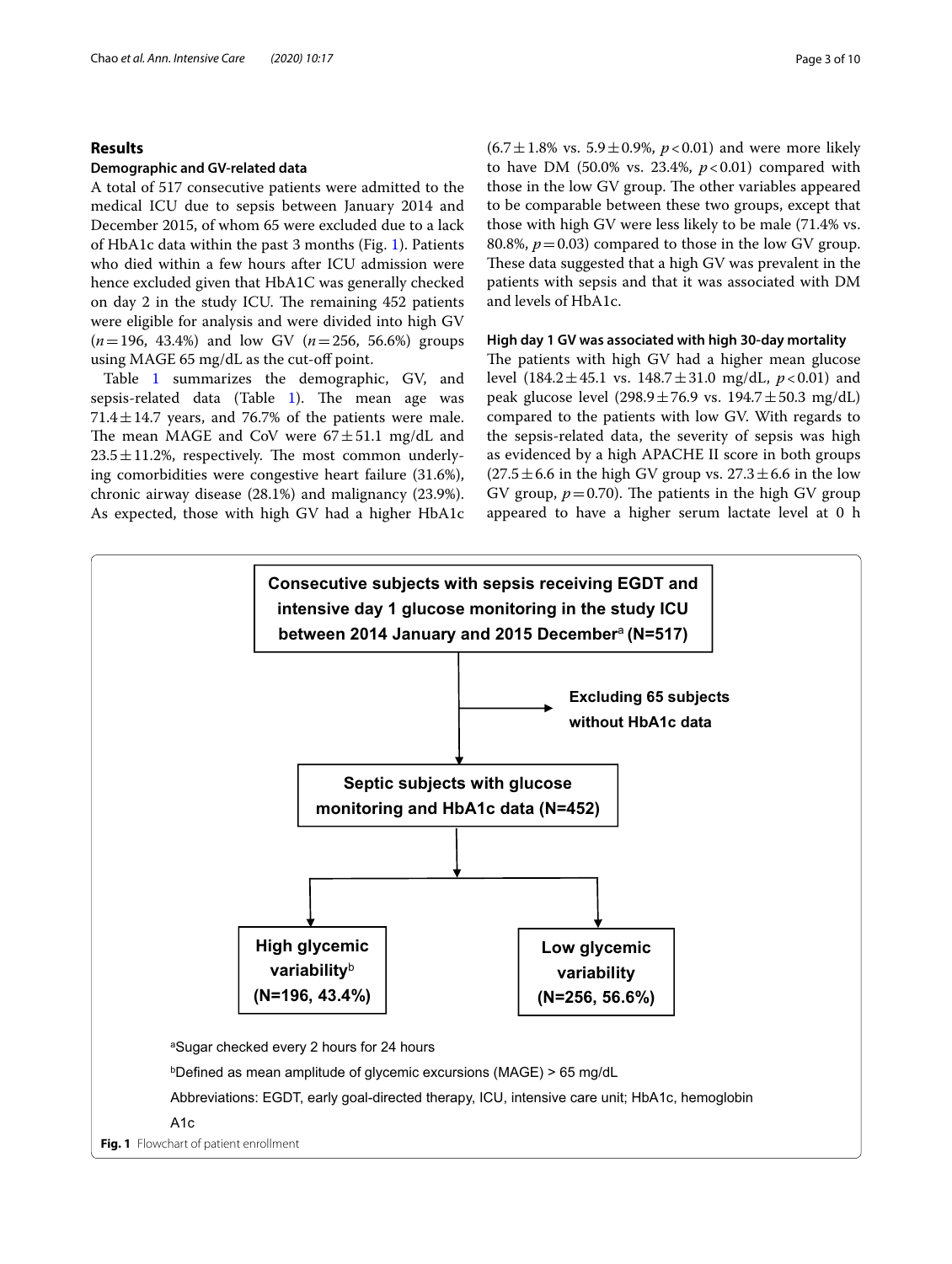## Results

### Demographic and GV-related data

A total of 517 consecutive patients were admitted to the medical ICU due to sepsis between January 2014 and December 2015, of whom 65 were excluded due to a lack of HbA1c data within the past 3 months (Fig. 1). Patients who died within a few hours after ICU admission were hence excluded given that HbA1C was generally checked on day 2 in the study ICU. The remaining 452 patients were eligible for analysis and were divided into high GV ($n=196$, 43.4%) and low GV ($n=256$, 56.6%) groups using MAGE 65 mg/dL as the cut-off point.

Table 1 summarizes the demographic, GV, and sepsis-related data (Table 1). The mean age was $71.4 \pm 14.7$ years, and 76.7% of the patients were male. The mean MAGE and CoV were $67 \pm 51.1$ mg/dL and $23.5 \pm 11.2$%, respectively. The most common underlying comorbidities were congestive heart failure (31.6%), chronic airway disease (28.1%) and malignancy (23.9%). As expected, those with high GV had a higher HbA1c ($6.7 \pm 1.8$% vs. $5.9 \pm 0.9$%, $p < 0.01$) and were more likely to have DM (50.0% vs. 23.4%, $p < 0.01$) compared with those in the low GV group. The other variables appeared to be comparable between these two groups, except that those with high GV were less likely to be male (71.4% vs. 80.8%, $p = 0.03$) compared to those in the low GV group. These data suggested that a high GV was prevalent in the patients with sepsis and that it was associated with DM and levels of HbA1c.

### High day 1 GV was associated with high 30-day mortality

The patients with high GV had a higher mean glucose level ($184.2 \pm 45.1$ vs. $148.7 \pm 31.0$ mg/dL, $p < 0.01$) and peak glucose level ($298.9 \pm 76.9$ vs. $194.7 \pm 50.3$ mg/dL) compared to the patients with low GV. With regards to the sepsis-related data, the severity of sepsis was high as evidenced by a high APACHE II score in both groups ($27.5 \pm 6.6$ in the high GV group vs. $27.3 \pm 6.6$ in the low GV group, $p = 0.70$). The patients in the high GV group appeared to have a higher serum lactate level at 0 h

**Consecutive subjects with sepsis receiving EGDT and intensive day 1 glucose monitoring in the study ICU between 2014 January and 2015 December[a] (N=517)**

→ **Excluding 65 subjects without HbA1c data**

**Septic subjects with glucose monitoring and HbA1c data (N=452)**

**High glycemic variability[b] (N=196, 43.4%)** | **Low glycemic variability (N=256, 56.6%)**

[a]Sugar checked every 2 hours for 24 hours

[b]Defined as mean amplitude of glycemic excursions (MAGE) > 65 mg/dL

Abbreviations: EGDT, early goal-directed therapy, ICU, intensive care unit; HbA1c, hemoglobin A1c

**Fig. 1** Flowchart of patient enrollment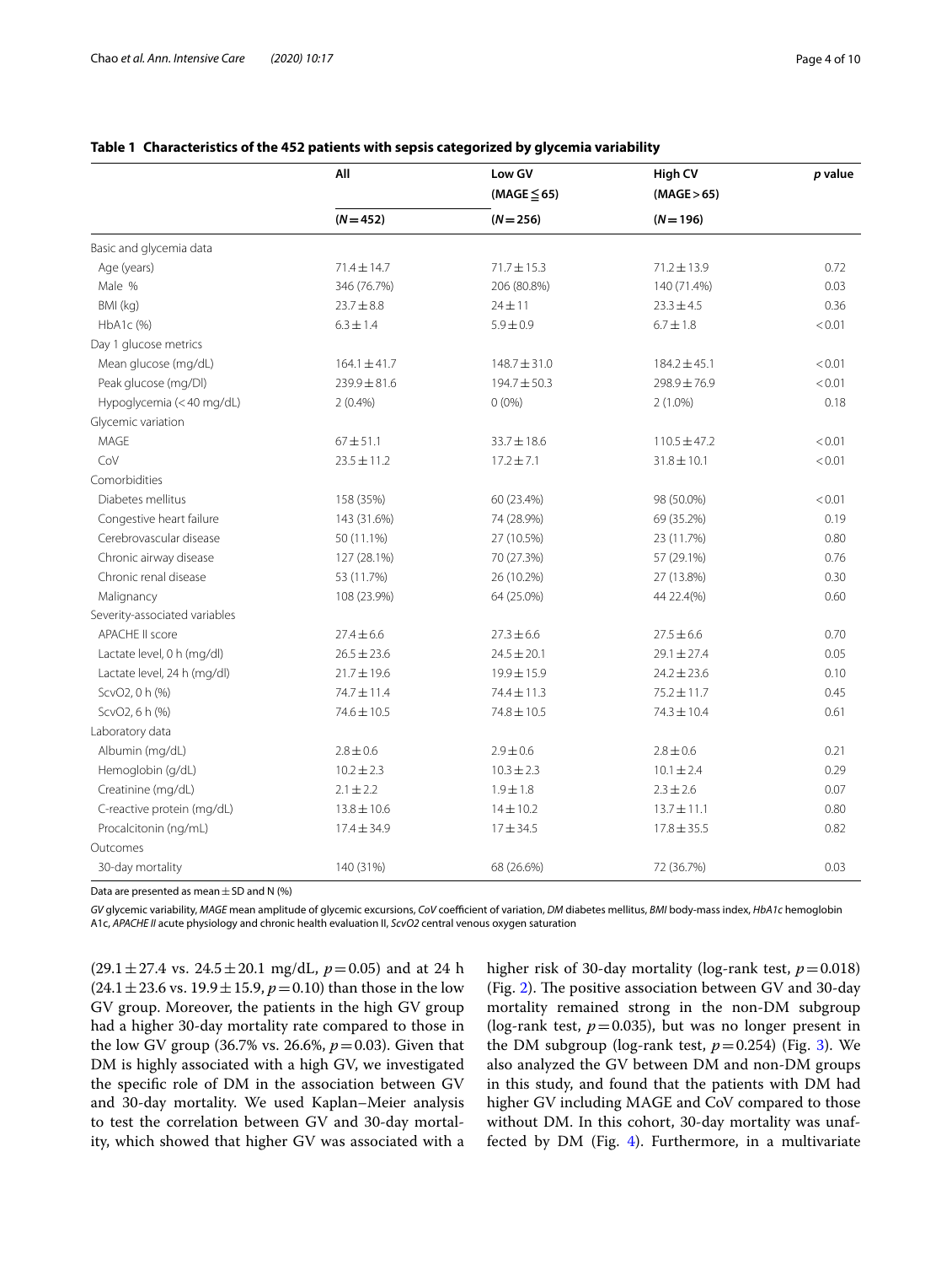**Table 1 Characteristics of the 452 patients with sepsis categorized by glycemia variability**

| | All | Low GV (MAGE ≦ 65) | High CV (MAGE > 65) | *p* value |
|---|---|---|---|---|
| | (*N* = 452) | (*N* = 256) | (*N* = 196) | |
| Basic and glycemia data | | | | |
| Age (years) | 71.4 ± 14.7 | 71.7 ± 15.3 | 71.2 ± 13.9 | 0.72 |
| Male % | 346 (76.7%) | 206 (80.8%) | 140 (71.4%) | 0.03 |
| BMI (kg) | 23.7 ± 8.8 | 24 ± 11 | 23.3 ± 4.5 | 0.36 |
| HbA1c (%) | 6.3 ± 1.4 | 5.9 ± 0.9 | 6.7 ± 1.8 | < 0.01 |
| Day 1 glucose metrics | | | | |
| Mean glucose (mg/dL) | 164.1 ± 41.7 | 148.7 ± 31.0 | 184.2 ± 45.1 | < 0.01 |
| Peak glucose (mg/Dl) | 239.9 ± 81.6 | 194.7 ± 50.3 | 298.9 ± 76.9 | < 0.01 |
| Hypoglycemia (< 40 mg/dL) | 2 (0.4%) | 0 (0%) | 2 (1.0%) | 0.18 |
| Glycemic variation | | | | |
| MAGE | 67 ± 51.1 | 33.7 ± 18.6 | 110.5 ± 47.2 | < 0.01 |
| CoV | 23.5 ± 11.2 | 17.2 ± 7.1 | 31.8 ± 10.1 | < 0.01 |
| Comorbidities | | | | |
| Diabetes mellitus | 158 (35%) | 60 (23.4%) | 98 (50.0%) | < 0.01 |
| Congestive heart failure | 143 (31.6%) | 74 (28.9%) | 69 (35.2%) | 0.19 |
| Cerebrovascular disease | 50 (11.1%) | 27 (10.5%) | 23 (11.7%) | 0.80 |
| Chronic airway disease | 127 (28.1%) | 70 (27.3%) | 57 (29.1%) | 0.76 |
| Chronic renal disease | 53 (11.7%) | 26 (10.2%) | 27 (13.8%) | 0.30 |
| Malignancy | 108 (23.9%) | 64 (25.0%) | 44 22.4(%) | 0.60 |
| Severity-associated variables | | | | |
| APACHE II score | 27.4 ± 6.6 | 27.3 ± 6.6 | 27.5 ± 6.6 | 0.70 |
| Lactate level, 0 h (mg/dl) | 26.5 ± 23.6 | 24.5 ± 20.1 | 29.1 ± 27.4 | 0.05 |
| Lactate level, 24 h (mg/dl) | 21.7 ± 19.6 | 19.9 ± 15.9 | 24.2 ± 23.6 | 0.10 |
| ScvO2, 0 h (%) | 74.7 ± 11.4 | 74.4 ± 11.3 | 75.2 ± 11.7 | 0.45 |
| ScvO2, 6 h (%) | 74.6 ± 10.5 | 74.8 ± 10.5 | 74.3 ± 10.4 | 0.61 |
| Laboratory data | | | | |
| Albumin (mg/dL) | 2.8 ± 0.6 | 2.9 ± 0.6 | 2.8 ± 0.6 | 0.21 |
| Hemoglobin (g/dL) | 10.2 ± 2.3 | 10.3 ± 2.3 | 10.1 ± 2.4 | 0.29 |
| Creatinine (mg/dL) | 2.1 ± 2.2 | 1.9 ± 1.8 | 2.3 ± 2.6 | 0.07 |
| C-reactive protein (mg/dL) | 13.8 ± 10.6 | 14 ± 10.2 | 13.7 ± 11.1 | 0.80 |
| Procalcitonin (ng/mL) | 17.4 ± 34.9 | 17 ± 34.5 | 17.8 ± 35.5 | 0.82 |
| Outcomes | | | | |
| 30-day mortality | 140 (31%) | 68 (26.6%) | 72 (36.7%) | 0.03 |

Data are presented as mean ± SD and N (%)

*GV* glycemic variability, *MAGE* mean amplitude of glycemic excursions, *CoV* coefficient of variation, *DM* diabetes mellitus, *BMI* body-mass index, *HbA1c* hemoglobin A1c, *APACHE II* acute physiology and chronic health evaluation II, *ScvO2* central venous oxygen saturation

(29.1 ± 27.4 vs. 24.5 ± 20.1 mg/dL, $p = 0.05$) and at 24 h (24.1 ± 23.6 vs. 19.9 ± 15.9, $p = 0.10$) than those in the low GV group. Moreover, the patients in the high GV group had a higher 30-day mortality rate compared to those in the low GV group (36.7% vs. 26.6%, $p = 0.03$). Given that DM is highly associated with a high GV, we investigated the specific role of DM in the association between GV and 30-day mortality. We used Kaplan–Meier analysis to test the correlation between GV and 30-day mortality, which showed that higher GV was associated with a higher risk of 30-day mortality (log-rank test, $p = 0.018$) (Fig. 2). The positive association between GV and 30-day mortality remained strong in the non-DM subgroup (log-rank test, $p = 0.035$), but was no longer present in the DM subgroup (log-rank test, $p = 0.254$) (Fig. 3). We also analyzed the GV between DM and non-DM groups in this study, and found that the patients with DM had higher GV including MAGE and CoV compared to those without DM. In this cohort, 30-day mortality was unaffected by DM (Fig. 4). Furthermore, in a multivariate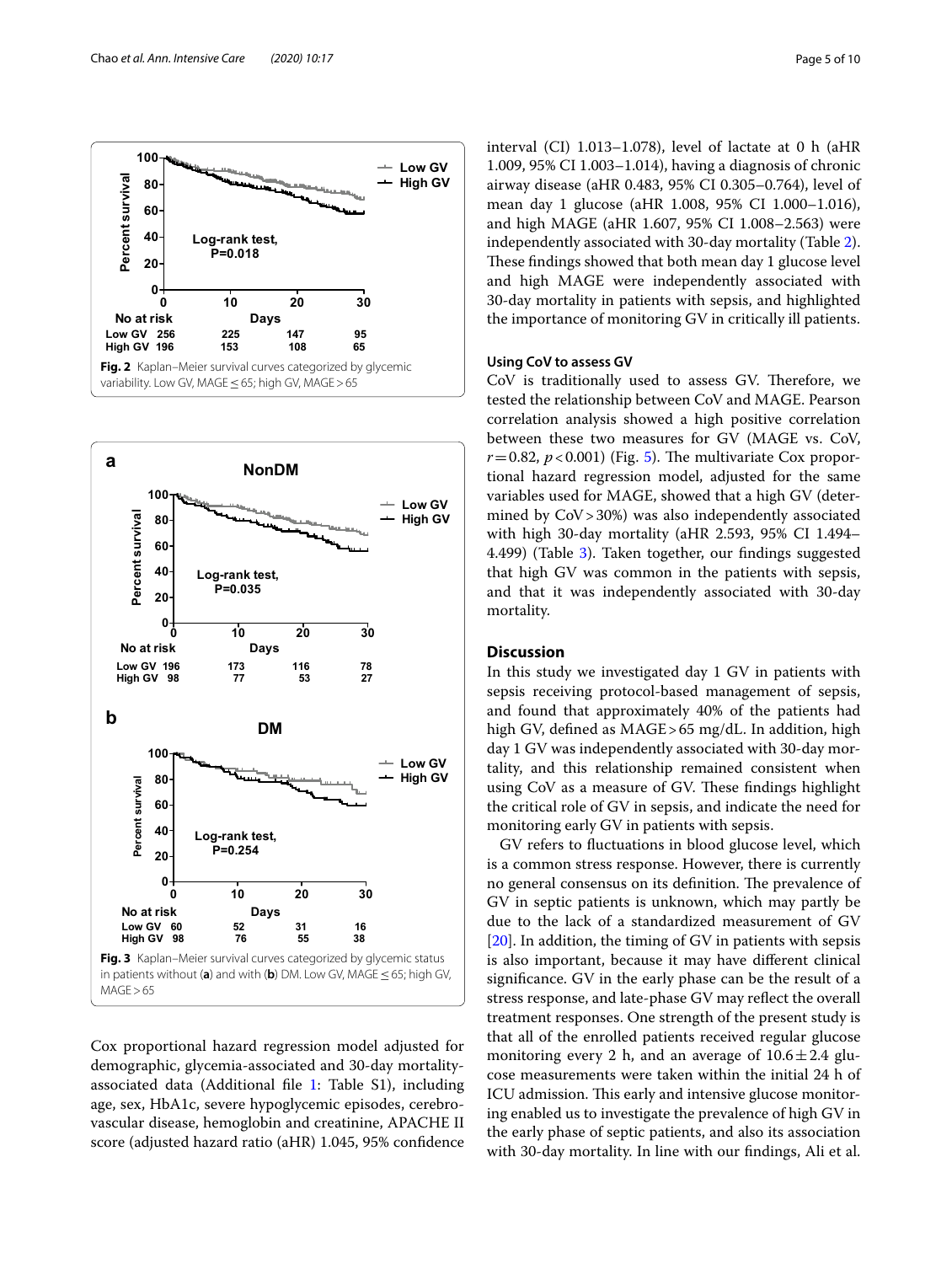Fig. 2 Kaplan–Meier survival curves categorized by glycemic variability. Low GV, MAGE ≤ 65; high GV, MAGE > 65

Fig. 3 Kaplan–Meier survival curves categorized by glycemic status in patients without (a) and with (b) DM. Low GV, MAGE ≤ 65; high GV, MAGE > 65

Cox proportional hazard regression model adjusted for demographic, glycemia-associated and 30-day mortality-associated data (Additional file 1: Table S1), including age, sex, HbA1c, severe hypoglycemic episodes, cerebrovascular disease, hemoglobin and creatinine, APACHE II score (adjusted hazard ratio (aHR) 1.045, 95% confidence interval (CI) 1.013–1.078), level of lactate at 0 h (aHR 1.009, 95% CI 1.003–1.014), having a diagnosis of chronic airway disease (aHR 0.483, 95% CI 0.305–0.764), level of mean day 1 glucose (aHR 1.008, 95% CI 1.000–1.016), and high MAGE (aHR 1.607, 95% CI 1.008–2.563) were independently associated with 30-day mortality (Table 2). These findings showed that both mean day 1 glucose level and high MAGE were independently associated with 30-day mortality in patients with sepsis, and highlighted the importance of monitoring GV in critically ill patients.

### Using CoV to assess GV

CoV is traditionally used to assess GV. Therefore, we tested the relationship between CoV and MAGE. Pearson correlation analysis showed a high positive correlation between these two measures for GV (MAGE vs. CoV, $r = 0.82$, $p < 0.001$) (Fig. 5). The multivariate Cox proportional hazard regression model, adjusted for the same variables used for MAGE, showed that a high GV (determined by CoV > 30%) was also independently associated with high 30-day mortality (aHR 2.593, 95% CI 1.494–4.499) (Table 3). Taken together, our findings suggested that high GV was common in the patients with sepsis, and that it was independently associated with 30-day mortality.

## Discussion

In this study we investigated day 1 GV in patients with sepsis receiving protocol-based management of sepsis, and found that approximately 40% of the patients had high GV, defined as MAGE > 65 mg/dL. In addition, high day 1 GV was independently associated with 30-day mortality, and this relationship remained consistent when using CoV as a measure of GV. These findings highlight the critical role of GV in sepsis, and indicate the need for monitoring early GV in patients with sepsis.

GV refers to fluctuations in blood glucose level, which is a common stress response. However, there is currently no general consensus on its definition. The prevalence of GV in septic patients is unknown, which may partly be due to the lack of a standardized measurement of GV [20]. In addition, the timing of GV in patients with sepsis is also important, because it may have different clinical significance. GV in the early phase can be the result of a stress response, and late-phase GV may reflect the overall treatment responses. One strength of the present study is that all of the enrolled patients received regular glucose monitoring every 2 h, and an average of 10.6 ± 2.4 glucose measurements were taken within the initial 24 h of ICU admission. This early and intensive glucose monitoring enabled us to investigate the prevalence of high GV in the early phase of septic patients, and also its association with 30-day mortality. In line with our findings, Ali et al.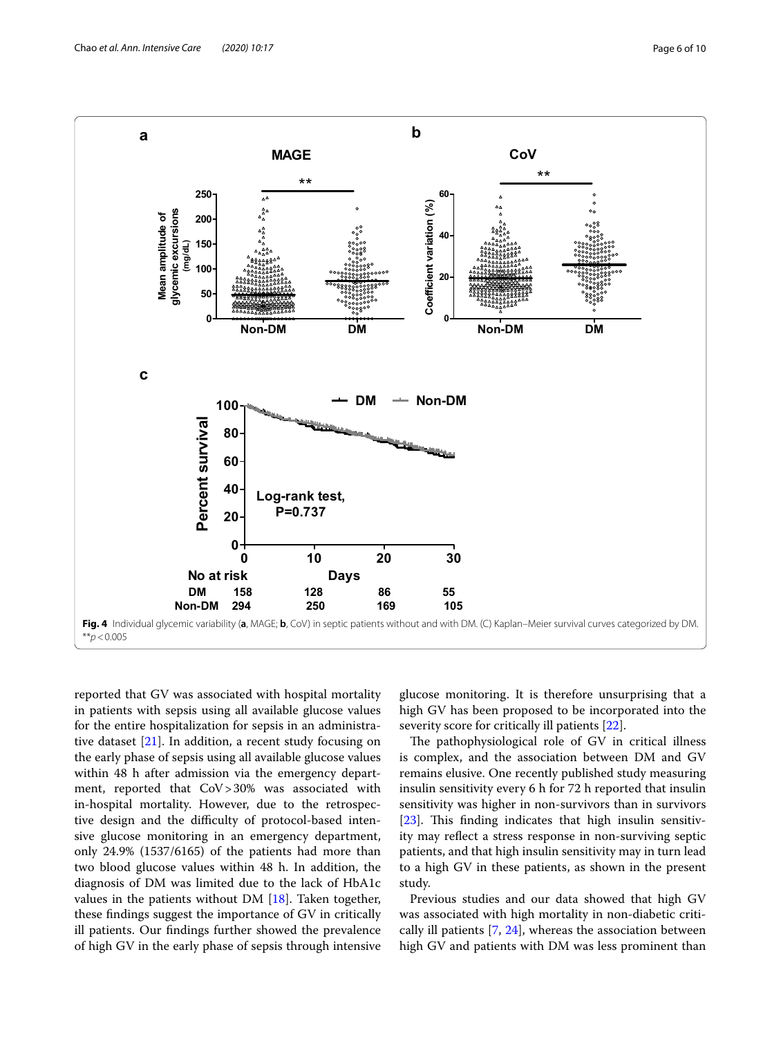Fig. 4 Individual glycemic variability (**a**, MAGE; **b**, CoV) in septic patients without and with DM. (C) Kaplan–Meier survival curves categorized by DM. $^{**}p < 0.005$

reported that GV was associated with hospital mortality in patients with sepsis using all available glucose values for the entire hospitalization for sepsis in an administrative dataset [21]. In addition, a recent study focusing on the early phase of sepsis using all available glucose values within 48 h after admission via the emergency department, reported that CoV > 30% was associated with in-hospital mortality. However, due to the retrospective design and the difficulty of protocol-based intensive glucose monitoring in an emergency department, only 24.9% (1537/6165) of the patients had more than two blood glucose values within 48 h. In addition, the diagnosis of DM was limited due to the lack of HbA1c values in the patients without DM [18]. Taken together, these findings suggest the importance of GV in critically ill patients. Our findings further showed the prevalence of high GV in the early phase of sepsis through intensive glucose monitoring. It is therefore unsurprising that a high GV has been proposed to be incorporated into the severity score for critically ill patients [22].

The pathophysiological role of GV in critical illness is complex, and the association between DM and GV remains elusive. One recently published study measuring insulin sensitivity every 6 h for 72 h reported that insulin sensitivity was higher in non-survivors than in survivors [23]. This finding indicates that high insulin sensitivity may reflect a stress response in non-surviving septic patients, and that high insulin sensitivity may in turn lead to a high GV in these patients, as shown in the present study.

Previous studies and our data showed that high GV was associated with high mortality in non-diabetic critically ill patients [7, 24], whereas the association between high GV and patients with DM was less prominent than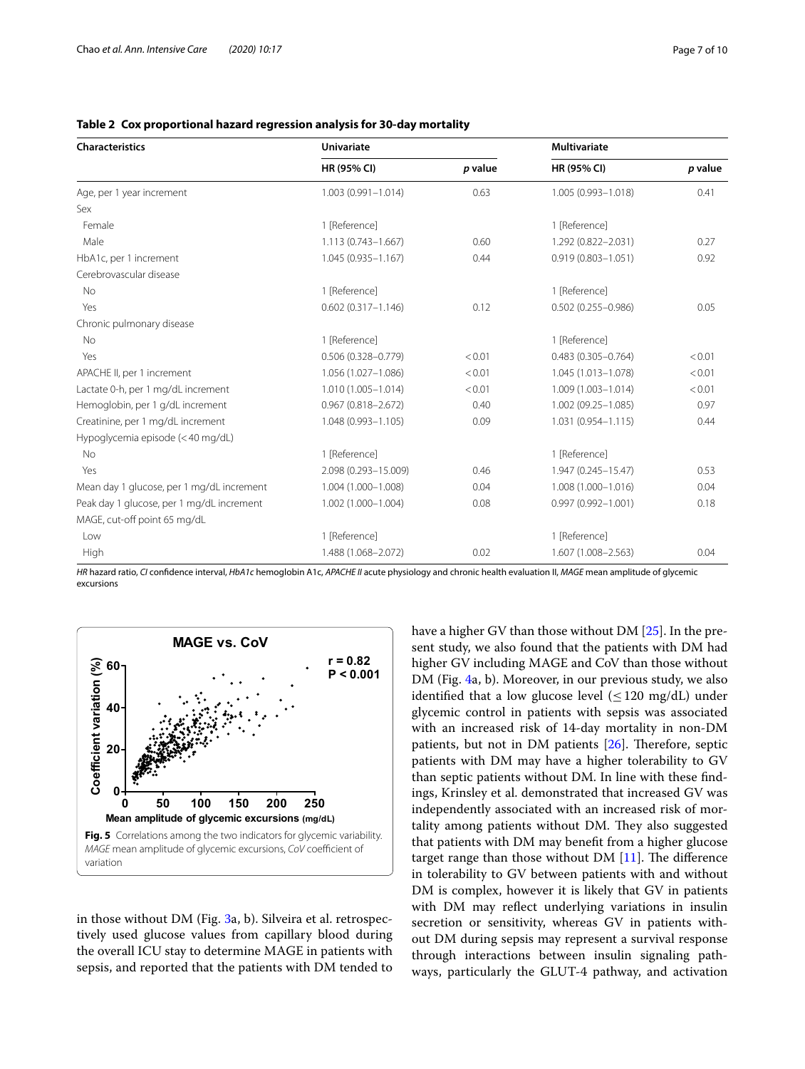**Table 2 Cox proportional hazard regression analysis for 30-day mortality**

| Characteristics | Univariate | | Multivariate | |
|---|---|---|---|---|
| | HR (95% CI) | p value | HR (95% CI) | p value |
| Age, per 1 year increment | 1.003 (0.991–1.014) | 0.63 | 1.005 (0.993–1.018) | 0.41 |
| Sex | | | | |
| Female | 1 [Reference] | | 1 [Reference] | |
| Male | 1.113 (0.743–1.667) | 0.60 | 1.292 (0.822–2.031) | 0.27 |
| HbA1c, per 1 increment | 1.045 (0.935–1.167) | 0.44 | 0.919 (0.803–1.051) | 0.92 |
| Cerebrovascular disease | | | | |
| No | 1 [Reference] | | 1 [Reference] | |
| Yes | 0.602 (0.317–1.146) | 0.12 | 0.502 (0.255–0.986) | 0.05 |
| Chronic pulmonary disease | | | | |
| No | 1 [Reference] | | 1 [Reference] | |
| Yes | 0.506 (0.328–0.779) | < 0.01 | 0.483 (0.305–0.764) | < 0.01 |
| APACHE II, per 1 increment | 1.056 (1.027–1.086) | < 0.01 | 1.045 (1.013–1.078) | < 0.01 |
| Lactate 0-h, per 1 mg/dL increment | 1.010 (1.005–1.014) | < 0.01 | 1.009 (1.003–1.014) | < 0.01 |
| Hemoglobin, per 1 g/dL increment | 0.967 (0.818–2.672) | 0.40 | 1.002 (09.25–1.085) | 0.97 |
| Creatinine, per 1 mg/dL increment | 1.048 (0.993–1.105) | 0.09 | 1.031 (0.954–1.115) | 0.44 |
| Hypoglycemia episode (< 40 mg/dL) | | | | |
| No | 1 [Reference] | | 1 [Reference] | |
| Yes | 2.098 (0.293–15.009) | 0.46 | 1.947 (0.245–15.47) | 0.53 |
| Mean day 1 glucose, per 1 mg/dL increment | 1.004 (1.000–1.008) | 0.04 | 1.008 (1.000–1.016) | 0.04 |
| Peak day 1 glucose, per 1 mg/dL increment | 1.002 (1.000–1.004) | 0.08 | 0.997 (0.992–1.001) | 0.18 |
| MAGE, cut-off point 65 mg/dL | | | | |
| Low | 1 [Reference] | | 1 [Reference] | |
| High | 1.488 (1.068–2.072) | 0.02 | 1.607 (1.008–2.563) | 0.04 |

*HR* hazard ratio, *CI* confidence interval, *HbA1c* hemoglobin A1c, *APACHE II* acute physiology and chronic health evaluation II, *MAGE* mean amplitude of glycemic excursions

**Fig. 5** Correlations among the two indicators for glycemic variability. *MAGE* mean amplitude of glycemic excursions, *CoV* coefficient of variation

in those without DM (Fig. 3a, b). Silveira et al. retrospectively used glucose values from capillary blood during the overall ICU stay to determine MAGE in patients with sepsis, and reported that the patients with DM tended to have a higher GV than those without DM [25]. In the present study, we also found that the patients with DM had higher GV including MAGE and CoV than those without DM (Fig. 4a, b). Moreover, in our previous study, we also identified that a low glucose level ($\leq$ 120 mg/dL) under glycemic control in patients with sepsis was associated with an increased risk of 14-day mortality in non-DM patients, but not in DM patients [26]. Therefore, septic patients with DM may have a higher tolerability to GV than septic patients without DM. In line with these findings, Krinsley et al. demonstrated that increased GV was independently associated with an increased risk of mortality among patients without DM. They also suggested that patients with DM may benefit from a higher glucose target range than those without DM [11]. The difference in tolerability to GV between patients with and without DM is complex, however it is likely that GV in patients with DM may reflect underlying variations in insulin secretion or sensitivity, whereas GV in patients without DM during sepsis may represent a survival response through interactions between insulin signaling pathways, particularly the GLUT-4 pathway, and activation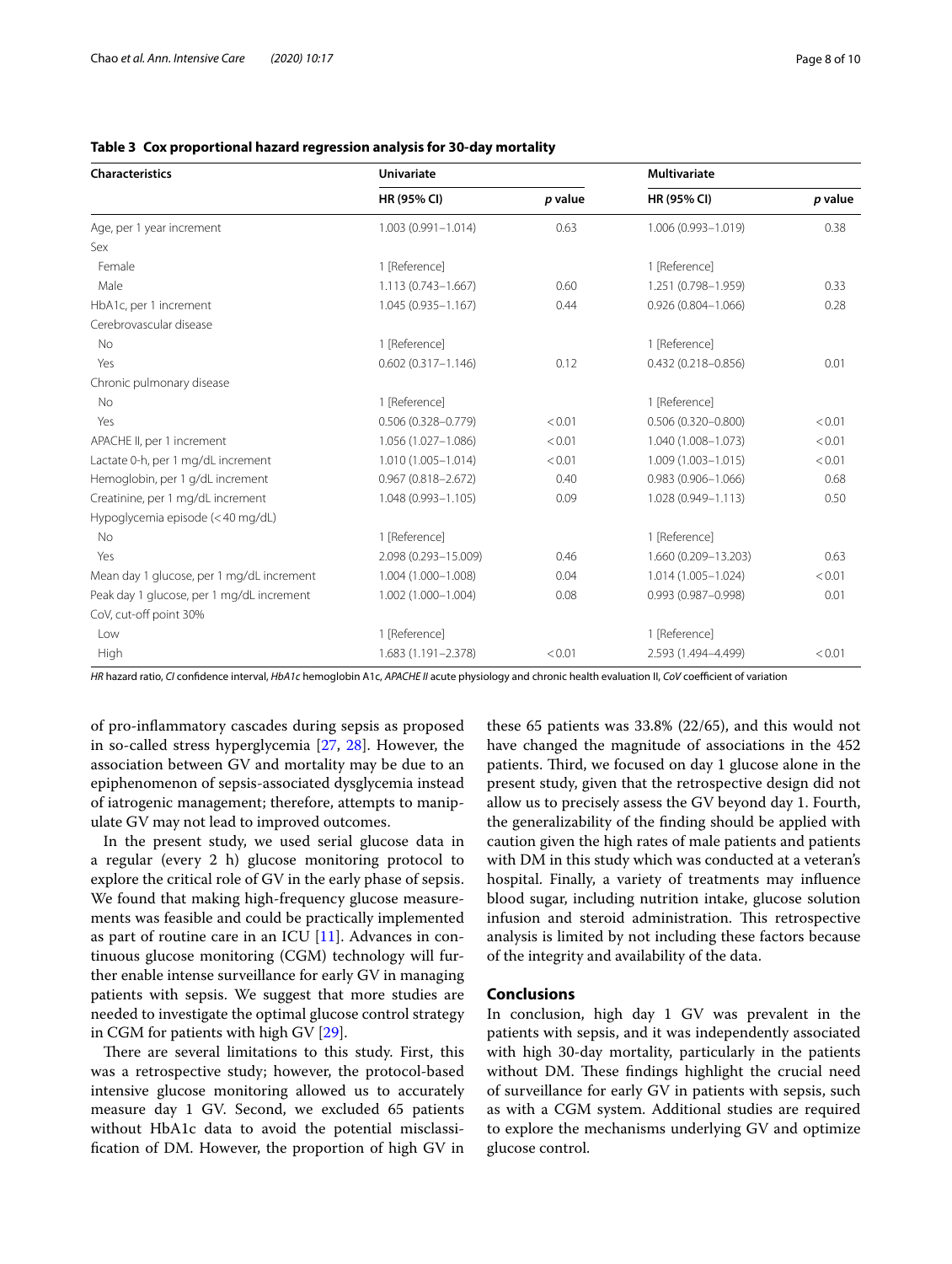**Table 3 Cox proportional hazard regression analysis for 30-day mortality**

| Characteristics | Univariate | | Multivariate | |
|---|---|---|---|---|
| | HR (95% CI) | *p* value | HR (95% CI) | *p* value |
| Age, per 1 year increment | 1.003 (0.991–1.014) | 0.63 | 1.006 (0.993–1.019) | 0.38 |
| Sex | | | | |
| Female | 1 [Reference] | | 1 [Reference] | |
| Male | 1.113 (0.743–1.667) | 0.60 | 1.251 (0.798–1.959) | 0.33 |
| HbA1c, per 1 increment | 1.045 (0.935–1.167) | 0.44 | 0.926 (0.804–1.066) | 0.28 |
| Cerebrovascular disease | | | | |
| No | 1 [Reference] | | 1 [Reference] | |
| Yes | 0.602 (0.317–1.146) | 0.12 | 0.432 (0.218–0.856) | 0.01 |
| Chronic pulmonary disease | | | | |
| No | 1 [Reference] | | 1 [Reference] | |
| Yes | 0.506 (0.328–0.779) | < 0.01 | 0.506 (0.320–0.800) | < 0.01 |
| APACHE II, per 1 increment | 1.056 (1.027–1.086) | < 0.01 | 1.040 (1.008–1.073) | < 0.01 |
| Lactate 0-h, per 1 mg/dL increment | 1.010 (1.005–1.014) | < 0.01 | 1.009 (1.003–1.015) | < 0.01 |
| Hemoglobin, per 1 g/dL increment | 0.967 (0.818–2.672) | 0.40 | 0.983 (0.906–1.066) | 0.68 |
| Creatinine, per 1 mg/dL increment | 1.048 (0.993–1.105) | 0.09 | 1.028 (0.949–1.113) | 0.50 |
| Hypoglycemia episode (< 40 mg/dL) | | | | |
| No | 1 [Reference] | | 1 [Reference] | |
| Yes | 2.098 (0.293–15.009) | 0.46 | 1.660 (0.209–13.203) | 0.63 |
| Mean day 1 glucose, per 1 mg/dL increment | 1.004 (1.000–1.008) | 0.04 | 1.014 (1.005–1.024) | < 0.01 |
| Peak day 1 glucose, per 1 mg/dL increment | 1.002 (1.000–1.004) | 0.08 | 0.993 (0.987–0.998) | 0.01 |
| CoV, cut-off point 30% | | | | |
| Low | 1 [Reference] | | 1 [Reference] | |
| High | 1.683 (1.191–2.378) | < 0.01 | 2.593 (1.494–4.499) | < 0.01 |

*HR* hazard ratio, *CI* confidence interval, *HbA1c* hemoglobin A1c, *APACHE II* acute physiology and chronic health evaluation II, *CoV* coefficient of variation

of pro-inflammatory cascades during sepsis as proposed in so-called stress hyperglycemia [27, 28]. However, the association between GV and mortality may be due to an epiphenomenon of sepsis-associated dysglycemia instead of iatrogenic management; therefore, attempts to manipulate GV may not lead to improved outcomes.

In the present study, we used serial glucose data in a regular (every 2 h) glucose monitoring protocol to explore the critical role of GV in the early phase of sepsis. We found that making high-frequency glucose measurements was feasible and could be practically implemented as part of routine care in an ICU [11]. Advances in continuous glucose monitoring (CGM) technology will further enable intense surveillance for early GV in managing patients with sepsis. We suggest that more studies are needed to investigate the optimal glucose control strategy in CGM for patients with high GV [29].

There are several limitations to this study. First, this was a retrospective study; however, the protocol-based intensive glucose monitoring allowed us to accurately measure day 1 GV. Second, we excluded 65 patients without HbA1c data to avoid the potential misclassification of DM. However, the proportion of high GV in these 65 patients was 33.8% (22/65), and this would not have changed the magnitude of associations in the 452 patients. Third, we focused on day 1 glucose alone in the present study, given that the retrospective design did not allow us to precisely assess the GV beyond day 1. Fourth, the generalizability of the finding should be applied with caution given the high rates of male patients and patients with DM in this study which was conducted at a veteran's hospital. Finally, a variety of treatments may influence blood sugar, including nutrition intake, glucose solution infusion and steroid administration. This retrospective analysis is limited by not including these factors because of the integrity and availability of the data.

## Conclusions

In conclusion, high day 1 GV was prevalent in the patients with sepsis, and it was independently associated with high 30-day mortality, particularly in the patients without DM. These findings highlight the crucial need of surveillance for early GV in patients with sepsis, such as with a CGM system. Additional studies are required to explore the mechanisms underlying GV and optimize glucose control.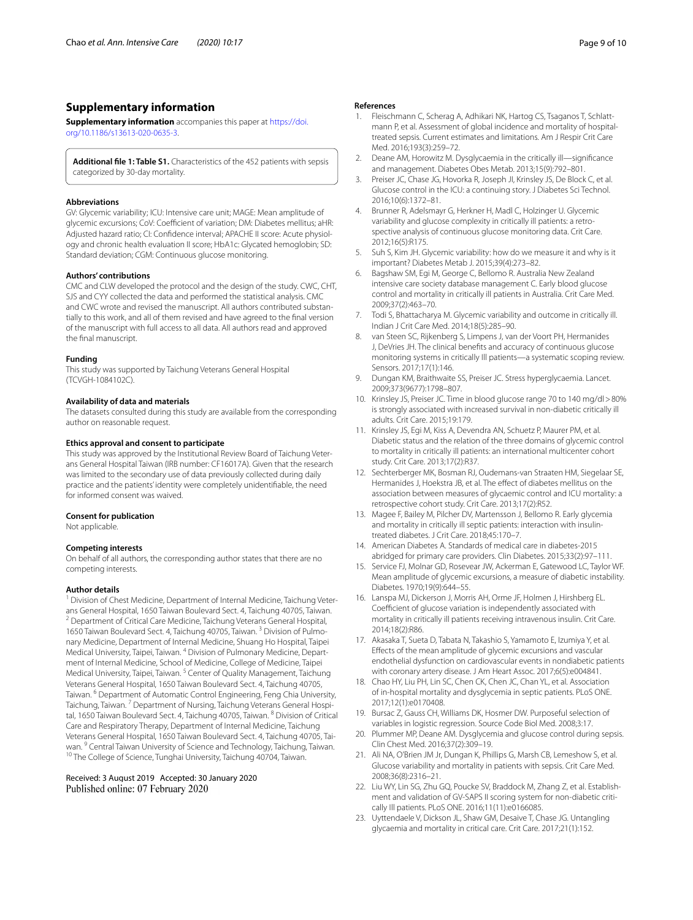## Supplementary information

**Supplementary information** accompanies this paper at https://doi.org/10.1186/s13613-020-0635-3.

> **Additional file 1: Table S1.** Characteristics of the 452 patients with sepsis categorized by 30-day mortality.

### Abbreviations

GV: Glycemic variability; ICU: Intensive care unit; MAGE: Mean amplitude of glycemic excursions; CoV: Coefficient of variation; DM: Diabetes mellitus; aHR: Adjusted hazard ratio; CI: Confidence interval; APACHE II score: Acute physiology and chronic health evaluation II score; HbA1c: Glycated hemoglobin; SD: Standard deviation; CGM: Continuous glucose monitoring.

### Authors' contributions

CMC and CLW developed the protocol and the design of the study. CWC, CHT, SJS and CYY collected the data and performed the statistical analysis. CMC and CWC wrote and revised the manuscript. All authors contributed substantially to this work, and all of them revised and have agreed to the final version of the manuscript with full access to all data. All authors read and approved the final manuscript.

### Funding

This study was supported by Taichung Veterans General Hospital (TCVGH-1084102C).

### Availability of data and materials

The datasets consulted during this study are available from the corresponding author on reasonable request.

### Ethics approval and consent to participate

This study was approved by the Institutional Review Board of Taichung Veterans General Hospital Taiwan (IRB number: CF16017A). Given that the research was limited to the secondary use of data previously collected during daily practice and the patients' identity were completely unidentifiable, the need for informed consent was waived.

### Consent for publication

Not applicable.

### Competing interests

On behalf of all authors, the corresponding author states that there are no competing interests.

### Author details

[1] Division of Chest Medicine, Department of Internal Medicine, Taichung Veterans General Hospital, 1650 Taiwan Boulevard Sect. 4, Taichung 40705, Taiwan. [2] Department of Critical Care Medicine, Taichung Veterans General Hospital, 1650 Taiwan Boulevard Sect. 4, Taichung 40705, Taiwan. [3] Division of Pulmonary Medicine, Department of Internal Medicine, Shuang Ho Hospital, Taipei Medical University, Taipei, Taiwan. [4] Division of Pulmonary Medicine, Department of Internal Medicine, School of Medicine, College of Medicine, Taipei Medical University, Taipei, Taiwan. [5] Center of Quality Management, Taichung Veterans General Hospital, 1650 Taiwan Boulevard Sect. 4, Taichung 40705, Taiwan. [6] Department of Automatic Control Engineering, Feng Chia University, Taichung, Taiwan. [7] Department of Nursing, Taichung Veterans General Hospital, 1650 Taiwan Boulevard Sect. 4, Taichung 40705, Taiwan. [8] Division of Critical Care and Respiratory Therapy, Department of Internal Medicine, Taichung Veterans General Hospital, 1650 Taiwan Boulevard Sect. 4, Taichung 40705, Taiwan. [9] Central Taiwan University of Science and Technology, Taichung, Taiwan. [10] The College of Science, Tunghai University, Taichung 40704, Taiwan.

Received: 3 August 2019 Accepted: 30 January 2020
Published online: 07 February 2020

### References

1. Fleischmann C, Scherag A, Adhikari NK, Hartog CS, Tsaganos T, Schlattmann P, et al. Assessment of global incidence and mortality of hospital-treated sepsis. Current estimates and limitations. Am J Respir Crit Care Med. 2016;193(3):259–72.
2. Deane AM, Horowitz M. Dysglycaemia in the critically ill—significance and management. Diabetes Obes Metab. 2013;15(9):792–801.
3. Preiser JC, Chase JG, Hovorka R, Joseph JI, Krinsley JS, De Block C, et al. Glucose control in the ICU: a continuing story. J Diabetes Sci Technol. 2016;10(6):1372–81.
4. Brunner R, Adelsmayr G, Herkner H, Madl C, Holzinger U. Glycemic variability and glucose complexity in critically ill patients: a retrospective analysis of continuous glucose monitoring data. Crit Care. 2012;16(5):R175.
5. Suh S, Kim JH. Glycemic variability: how do we measure it and why is it important? Diabetes Metab J. 2015;39(4):273–82.
6. Bagshaw SM, Egi M, George C, Bellomo R. Australia New Zealand intensive care society database management C. Early blood glucose control and mortality in critically ill patients in Australia. Crit Care Med. 2009;37(2):463–70.
7. Todi S, Bhattacharya M. Glycemic variability and outcome in critically ill. Indian J Crit Care Med. 2014;18(5):285–90.
8. van Steen SC, Rijkenberg S, Limpens J, van der Voort PH, Hermanides J, DeVries JH. The clinical benefits and accuracy of continuous glucose monitoring systems in critically Ill patients—a systematic scoping review. Sensors. 2017;17(1):146.
9. Dungan KM, Braithwaite SS, Preiser JC. Stress hyperglycaemia. Lancet. 2009;373(9677):1798–807.
10. Krinsley JS, Preiser JC. Time in blood glucose range 70 to 140 mg/dl > 80% is strongly associated with increased survival in non-diabetic critically ill adults. Crit Care. 2015;19:179.
11. Krinsley JS, Egi M, Kiss A, Devendra AN, Schuetz P, Maurer PM, et al. Diabetic status and the relation of the three domains of glycemic control to mortality in critically ill patients: an international multicenter cohort study. Crit Care. 2013;17(2):R37.
12. Sechterberger MK, Bosman RJ, Oudemans-van Straaten HM, Siegelaar SE, Hermanides J, Hoekstra JB, et al. The effect of diabetes mellitus on the association between measures of glycaemic control and ICU mortality: a retrospective cohort study. Crit Care. 2013;17(2):R52.
13. Magee F, Bailey M, Pilcher DV, Martensson J, Bellomo R. Early glycemia and mortality in critically ill septic patients: interaction with insulin-treated diabetes. J Crit Care. 2018;45:170–7.
14. American Diabetes A. Standards of medical care in diabetes-2015 abridged for primary care providers. Clin Diabetes. 2015;33(2):97–111.
15. Service FJ, Molnar GD, Rosevear JW, Ackerman E, Gatewood LC, Taylor WF. Mean amplitude of glycemic excursions, a measure of diabetic instability. Diabetes. 1970;19(9):644–55.
16. Lanspa MJ, Dickerson J, Morris AH, Orme JF, Holmen J, Hirshberg EL. Coefficient of glucose variation is independently associated with mortality in critically ill patients receiving intravenous insulin. Crit Care. 2014;18(2):R86.
17. Akasaka T, Sueta D, Tabata N, Takashio S, Yamamoto E, Izumiya Y, et al. Effects of the mean amplitude of glycemic excursions and vascular endothelial dysfunction on cardiovascular events in nondiabetic patients with coronary artery disease. J Am Heart Assoc. 2017;6(5):e004841.
18. Chao HY, Liu PH, Lin SC, Chen CK, Chen JC, Chan YL, et al. Association of in-hospital mortality and dysglycemia in septic patients. PLoS ONE. 2017;12(1):e0170408.
19. Bursac Z, Gauss CH, Williams DK, Hosmer DW. Purposeful selection of variables in logistic regression. Source Code Biol Med. 2008;3:17.
20. Plummer MP, Deane AM. Dysglycemia and glucose control during sepsis. Clin Chest Med. 2016;37(2):309–19.
21. Ali NA, O'Brien JM Jr, Dungan K, Phillips G, Marsh CB, Lemeshow S, et al. Glucose variability and mortality in patients with sepsis. Crit Care Med. 2008;36(8):2316–21.
22. Liu WY, Lin SG, Zhu GQ, Poucke SV, Braddock M, Zhang Z, et al. Establishment and validation of GV-SAPS II scoring system for non-diabetic critically Ill patients. PLoS ONE. 2016;11(11):e0166085.
23. Uyttendaele V, Dickson JL, Shaw GM, Desaive T, Chase JG. Untangling glycaemia and mortality in critical care. Crit Care. 2017;21(1):152.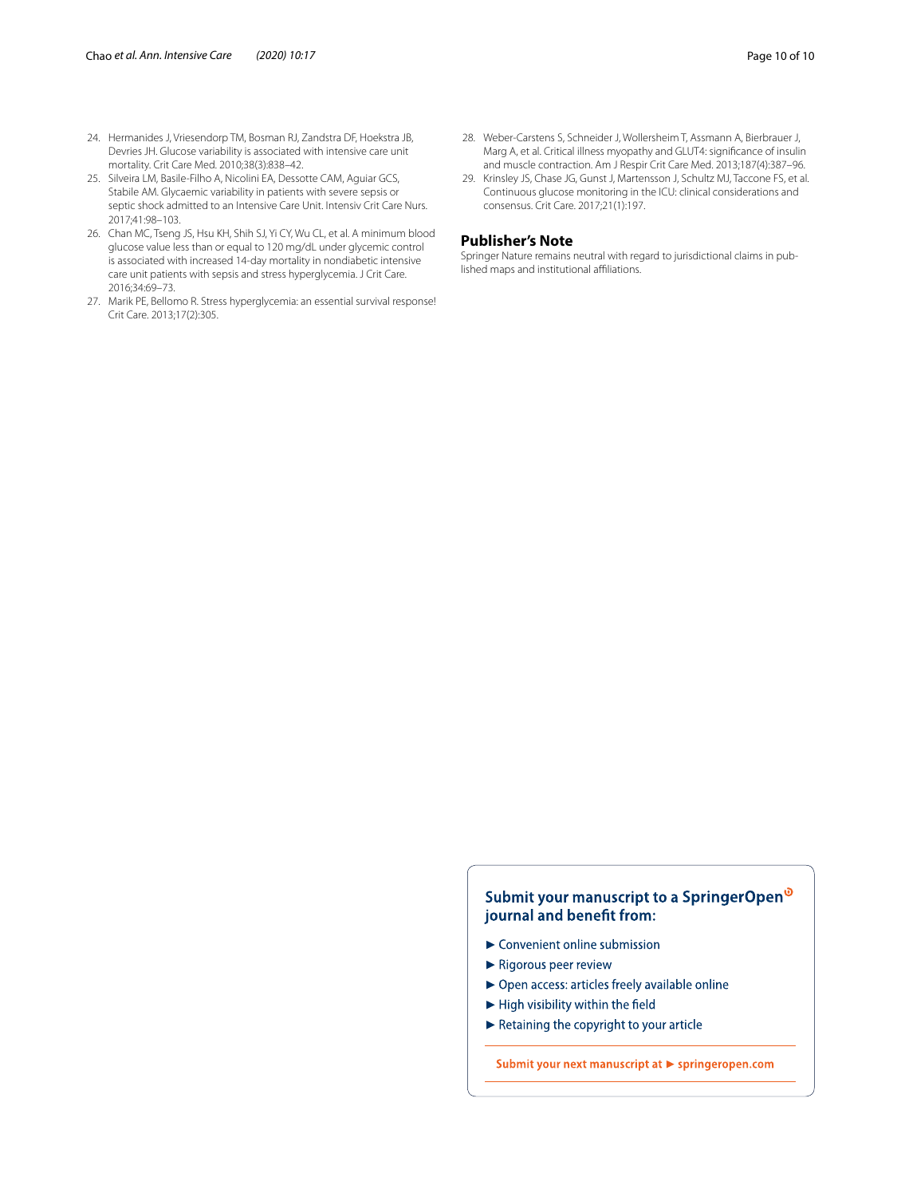24. Hermanides J, Vriesendorp TM, Bosman RJ, Zandstra DF, Hoekstra JB, Devries JH. Glucose variability is associated with intensive care unit mortality. Crit Care Med. 2010;38(3):838–42.
25. Silveira LM, Basile-Filho A, Nicolini EA, Dessotte CAM, Aguiar GCS, Stabile AM. Glycaemic variability in patients with severe sepsis or septic shock admitted to an Intensive Care Unit. Intensiv Crit Care Nurs. 2017;41:98–103.
26. Chan MC, Tseng JS, Hsu KH, Shih SJ, Yi CY, Wu CL, et al. A minimum blood glucose value less than or equal to 120 mg/dL under glycemic control is associated with increased 14-day mortality in nondiabetic intensive care unit patients with sepsis and stress hyperglycemia. J Crit Care. 2016;34:69–73.
27. Marik PE, Bellomo R. Stress hyperglycemia: an essential survival response! Crit Care. 2013;17(2):305.
28. Weber-Carstens S, Schneider J, Wollersheim T, Assmann A, Bierbrauer J, Marg A, et al. Critical illness myopathy and GLUT4: significance of insulin and muscle contraction. Am J Respir Crit Care Med. 2013;187(4):387–96.
29. Krinsley JS, Chase JG, Gunst J, Martensson J, Schultz MJ, Taccone FS, et al. Continuous glucose monitoring in the ICU: clinical considerations and consensus. Crit Care. 2017;21(1):197.

## Publisher's Note

Springer Nature remains neutral with regard to jurisdictional claims in published maps and institutional affiliations.

**Submit your manuscript to a SpringerOpen journal and benefit from:**

- ► Convenient online submission
- ► Rigorous peer review
- ► Open access: articles freely available online
- ► High visibility within the field
- ► Retaining the copyright to your article

**Submit your next manuscript at ► springeropen.com**